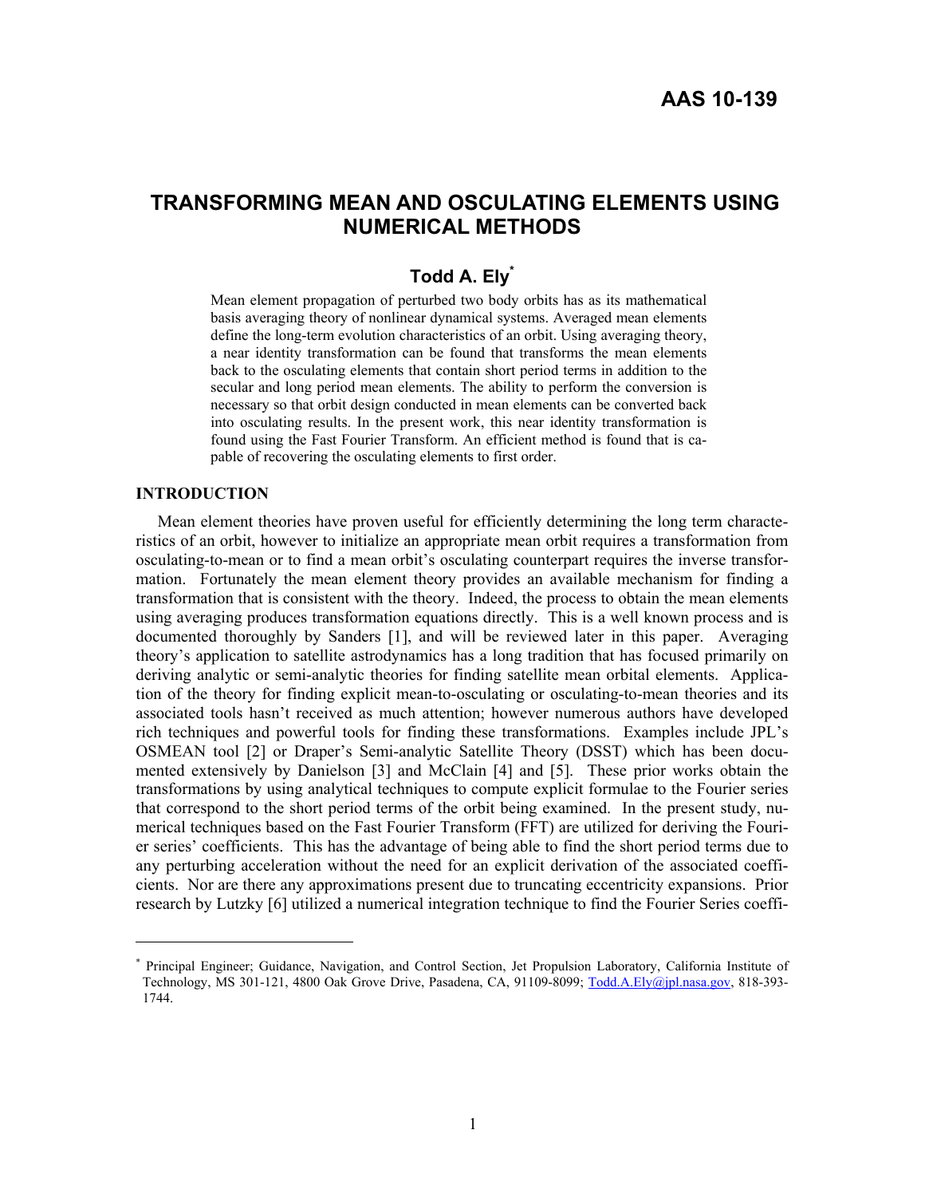AAS 10-139

# TRANSFORMING MEAN AND OSCULATING ELEMENTS USING NUMERICAL METHODS

## Todd A. Ely[*]

Mean element propagation of perturbed two body orbits has as its mathematical basis averaging theory of nonlinear dynamical systems. Averaged mean elements define the long-term evolution characteristics of an orbit. Using averaging theory, a near identity transformation can be found that transforms the mean elements back to the osculating elements that contain short period terms in addition to the secular and long period mean elements. The ability to perform the conversion is necessary so that orbit design conducted in mean elements can be converted back into osculating results. In the present work, this near identity transformation is found using the Fast Fourier Transform. An efficient method is found that is capable of recovering the osculating elements to first order.

## INTRODUCTION

Mean element theories have proven useful for efficiently determining the long term characteristics of an orbit, however to initialize an appropriate mean orbit requires a transformation from osculating-to-mean or to find a mean orbit's osculating counterpart requires the inverse transformation. Fortunately the mean element theory provides an available mechanism for finding a transformation that is consistent with the theory. Indeed, the process to obtain the mean elements using averaging produces transformation equations directly. This is a well known process and is documented thoroughly by Sanders [1], and will be reviewed later in this paper. Averaging theory's application to satellite astrodynamics has a long tradition that has focused primarily on deriving analytic or semi-analytic theories for finding satellite mean orbital elements. Application of the theory for finding explicit mean-to-osculating or osculating-to-mean theories and its associated tools hasn't received as much attention; however numerous authors have developed rich techniques and powerful tools for finding these transformations. Examples include JPL's OSMEAN tool [2] or Draper's Semi-analytic Satellite Theory (DSST) which has been documented extensively by Danielson [3] and McClain [4] and [5]. These prior works obtain the transformations by using analytical techniques to compute explicit formulae to the Fourier series that correspond to the short period terms of the orbit being examined. In the present study, numerical techniques based on the Fast Fourier Transform (FFT) are utilized for deriving the Fourier series' coefficients. This has the advantage of being able to find the short period terms due to any perturbing acceleration without the need for an explicit derivation of the associated coefficients. Nor are there any approximations present due to truncating eccentricity expansions. Prior research by Lutzky [6] utilized a numerical integration technique to find the Fourier Series coeffi-

---

[*] Principal Engineer; Guidance, Navigation, and Control Section, Jet Propulsion Laboratory, California Institute of Technology, MS 301-121, 4800 Oak Grove Drive, Pasadena, CA, 91109-8099; Todd.A.Ely@jpl.nasa.gov, 818-393-1744.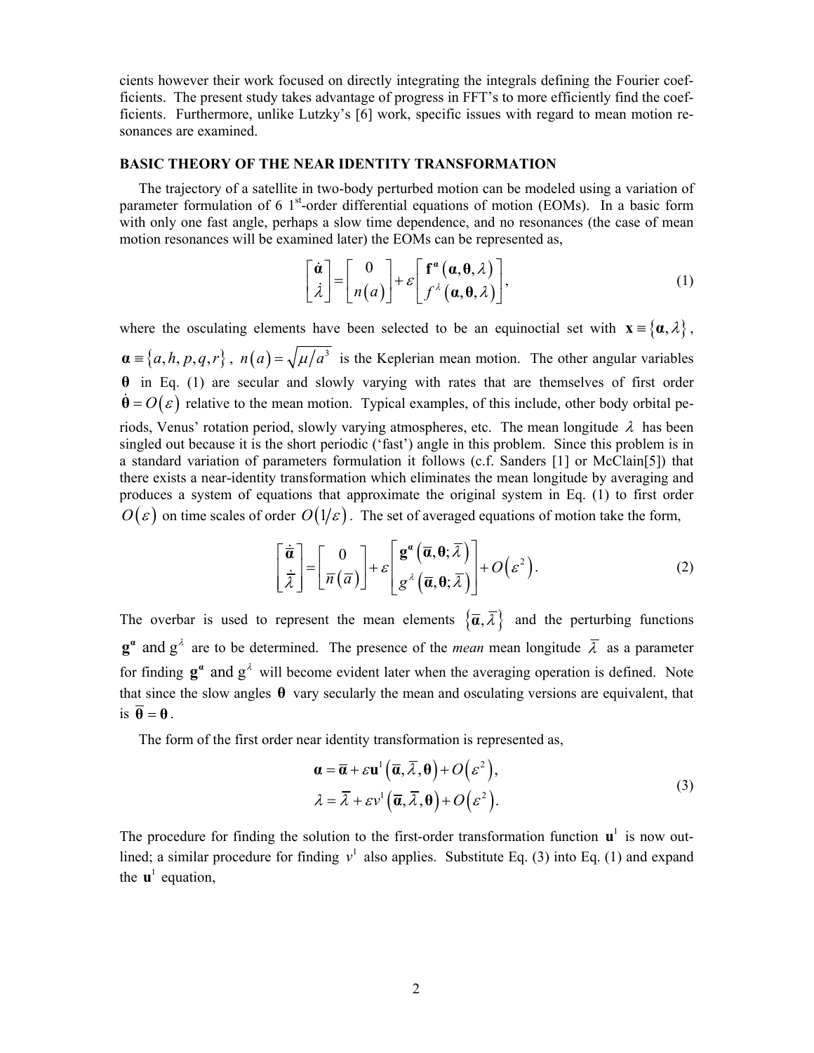cients however their work focused on directly integrating the integrals defining the Fourier coefficients. The present study takes advantage of progress in FFT's to more efficiently find the coefficients. Furthermore, unlike Lutzky's [6] work, specific issues with regard to mean motion resonances are examined.

## BASIC THEORY OF THE NEAR IDENTITY TRANSFORMATION

The trajectory of a satellite in two-body perturbed motion can be modeled using a variation of parameter formulation of 6 1[st]-order differential equations of motion (EOMs). In a basic form with only one fast angle, perhaps a slow time dependence, and no resonances (the case of mean motion resonances will be examined later) the EOMs can be represented as,

$$\begin{bmatrix} \dot{\boldsymbol{\alpha}} \\ \dot{\lambda} \end{bmatrix} = \begin{bmatrix} 0 \\ n(a) \end{bmatrix} + \varepsilon \begin{bmatrix} \mathbf{f}^{\boldsymbol{\alpha}}(\boldsymbol{\alpha}, \boldsymbol{\theta}, \lambda) \\ f^{\lambda}(\boldsymbol{\alpha}, \boldsymbol{\theta}, \lambda) \end{bmatrix}, \tag{1}$$

where the osculating elements have been selected to be an equinoctial set with $\mathbf{x} \equiv \{\boldsymbol{\alpha}, \lambda\}$, $\boldsymbol{\alpha} \equiv \{a, h, p, q, r\}$, $n(a) = \sqrt{\mu/a^3}$ is the Keplerian mean motion. The other angular variables $\boldsymbol{\theta}$ in Eq. (1) are secular and slowly varying with rates that are themselves of first order $\dot{\boldsymbol{\theta}} = O(\varepsilon)$ relative to the mean motion. Typical examples, of this include, other body orbital periods, Venus' rotation period, slowly varying atmospheres, etc. The mean longitude $\lambda$ has been singled out because it is the short periodic ('fast') angle in this problem. Since this problem is in a standard variation of parameters formulation it follows (c.f. Sanders [1] or McClain[5]) that there exists a near-identity transformation which eliminates the mean longitude by averaging and produces a system of equations that approximate the original system in Eq. (1) to first order $O(\varepsilon)$ on time scales of order $O(1/\varepsilon)$. The set of averaged equations of motion take the form,

$$\begin{bmatrix} \dot{\overline{\boldsymbol{\alpha}}} \\ \dot{\overline{\lambda}} \end{bmatrix} = \begin{bmatrix} 0 \\ n(\overline{a}) \end{bmatrix} + \varepsilon \begin{bmatrix} \mathbf{g}^{\boldsymbol{\alpha}}(\overline{\boldsymbol{\alpha}}, \boldsymbol{\theta}; \overline{\lambda}) \\ g^{\lambda}(\overline{\boldsymbol{\alpha}}, \boldsymbol{\theta}; \overline{\lambda}) \end{bmatrix} + O(\varepsilon^2). \tag{2}$$

The overbar is used to represent the mean elements $\{\overline{\boldsymbol{\alpha}}, \overline{\lambda}\}$ and the perturbing functions $\mathbf{g}^{\boldsymbol{\alpha}}$ and $g^{\lambda}$ are to be determined. The presence of the *mean* mean longitude $\overline{\lambda}$ as a parameter for finding $\mathbf{g}^{\boldsymbol{\alpha}}$ and $g^{\lambda}$ will become evident later when the averaging operation is defined. Note that since the slow angles $\boldsymbol{\theta}$ vary secularly the mean and osculating versions are equivalent, that is $\overline{\boldsymbol{\theta}} = \boldsymbol{\theta}$.

The form of the first order near identity transformation is represented as,

$$\begin{aligned} \boldsymbol{\alpha} &= \overline{\boldsymbol{\alpha}} + \varepsilon \mathbf{u}^1(\overline{\boldsymbol{\alpha}}, \overline{\lambda}, \boldsymbol{\theta}) + O(\varepsilon^2), \\ \lambda &= \overline{\lambda} + \varepsilon v^1(\overline{\boldsymbol{\alpha}}, \overline{\lambda}, \boldsymbol{\theta}) + O(\varepsilon^2). \end{aligned} \tag{3}$$

The procedure for finding the solution to the first-order transformation function $\mathbf{u}^1$ is now outlined; a similar procedure for finding $v^1$ also applies. Substitute Eq. (3) into Eq. (1) and expand the $\mathbf{u}^1$ equation,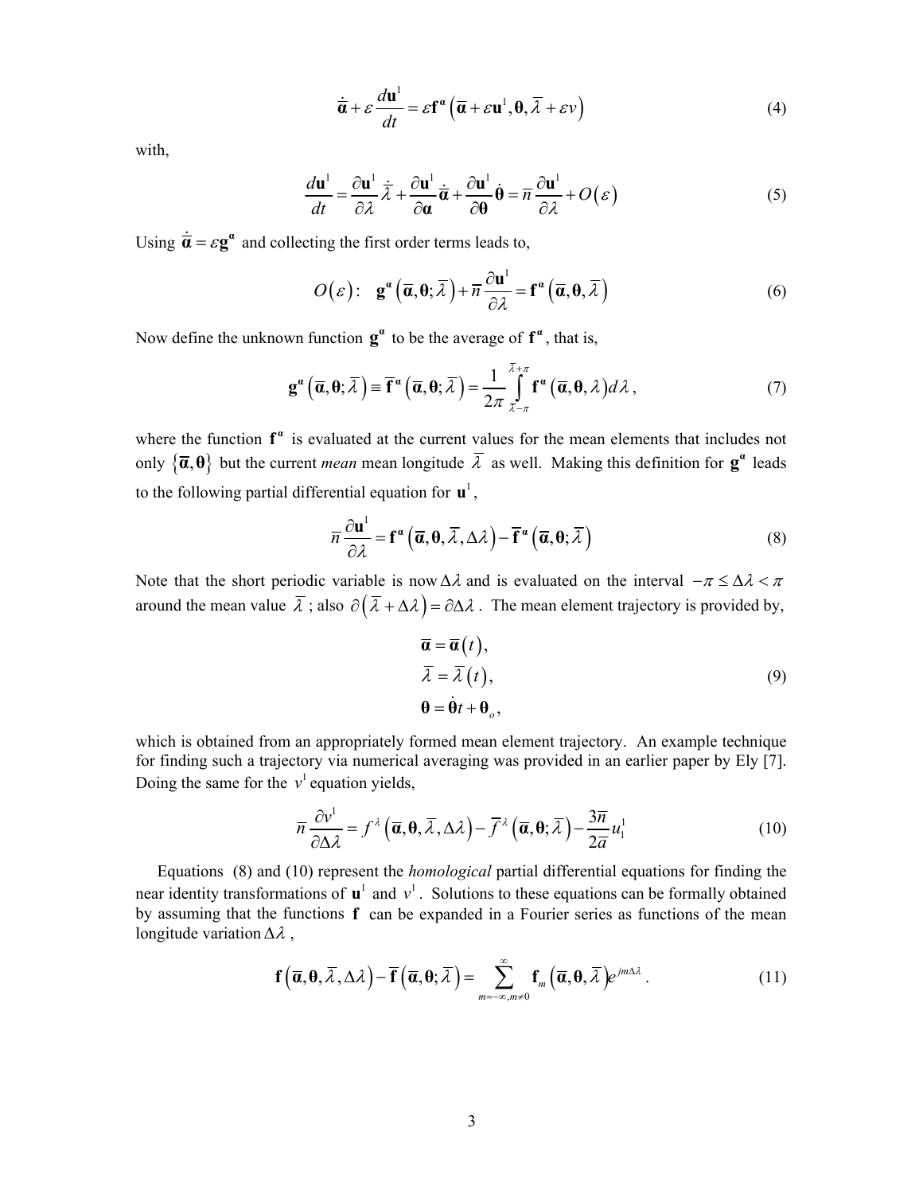$$\dot{\bar{\boldsymbol{\alpha}}} + \varepsilon \frac{d\mathbf{u}^1}{dt} = \varepsilon \mathbf{f}^{\boldsymbol{\alpha}}\left(\bar{\boldsymbol{\alpha}} + \varepsilon \mathbf{u}^1, \boldsymbol{\theta}, \bar{\lambda} + \varepsilon v\right) \tag{4}$$

with,

$$\frac{d\mathbf{u}^1}{dt} = \frac{\partial \mathbf{u}^1}{\partial \lambda}\dot{\bar{\lambda}} + \frac{\partial \mathbf{u}^1}{\partial \boldsymbol{\alpha}}\dot{\bar{\boldsymbol{\alpha}}} + \frac{\partial \mathbf{u}^1}{\partial \boldsymbol{\theta}}\dot{\boldsymbol{\theta}} = \bar{n}\frac{\partial \mathbf{u}^1}{\partial \lambda} + O(\varepsilon) \tag{5}$$

Using $\dot{\bar{\boldsymbol{\alpha}}} = \varepsilon \mathbf{g}^{\boldsymbol{\alpha}}$ and collecting the first order terms leads to,

$$O(\varepsilon): \quad \mathbf{g}^{\boldsymbol{\alpha}}\left(\bar{\boldsymbol{\alpha}}, \boldsymbol{\theta}; \bar{\lambda}\right) + \bar{n}\frac{\partial \mathbf{u}^1}{\partial \lambda} = \mathbf{f}^{\boldsymbol{\alpha}}\left(\bar{\boldsymbol{\alpha}}, \boldsymbol{\theta}, \bar{\lambda}\right) \tag{6}$$

Now define the unknown function $\mathbf{g}^{\boldsymbol{\alpha}}$ to be the average of $\mathbf{f}^{\boldsymbol{\alpha}}$, that is,

$$\mathbf{g}^{\boldsymbol{\alpha}}\left(\bar{\boldsymbol{\alpha}}, \boldsymbol{\theta}; \bar{\lambda}\right) \equiv \bar{\mathbf{f}}^{\boldsymbol{\alpha}}\left(\bar{\boldsymbol{\alpha}}, \boldsymbol{\theta}; \bar{\lambda}\right) = \frac{1}{2\pi}\int_{\bar{\lambda}-\pi}^{\bar{\lambda}+\pi} \mathbf{f}^{\boldsymbol{\alpha}}\left(\bar{\boldsymbol{\alpha}}, \boldsymbol{\theta}, \lambda\right) d\lambda, \tag{7}$$

where the function $\mathbf{f}^{\boldsymbol{\alpha}}$ is evaluated at the current values for the mean elements that includes not only $\{\bar{\boldsymbol{\alpha}}, \boldsymbol{\theta}\}$ but the current *mean* mean longitude $\bar{\lambda}$ as well. Making this definition for $\mathbf{g}^{\boldsymbol{\alpha}}$ leads to the following partial differential equation for $\mathbf{u}^1$,

$$\bar{n}\frac{\partial \mathbf{u}^1}{\partial \lambda} = \mathbf{f}^{\boldsymbol{\alpha}}\left(\bar{\boldsymbol{\alpha}}, \boldsymbol{\theta}, \bar{\lambda}, \Delta\lambda\right) - \bar{\mathbf{f}}^{\boldsymbol{\alpha}}\left(\bar{\boldsymbol{\alpha}}, \boldsymbol{\theta}; \bar{\lambda}\right) \tag{8}$$

Note that the short periodic variable is now $\Delta\lambda$ and is evaluated on the interval $-\pi \le \Delta\lambda < \pi$ around the mean value $\bar{\lambda}$ ; also $\partial\left(\bar{\lambda} + \Delta\lambda\right) = \partial\Delta\lambda$. The mean element trajectory is provided by,

$$\begin{aligned} \bar{\boldsymbol{\alpha}} &= \bar{\boldsymbol{\alpha}}(t), \\ \bar{\lambda} &= \bar{\lambda}(t), \\ \boldsymbol{\theta} &= \dot{\boldsymbol{\theta}}t + \boldsymbol{\theta}_o, \end{aligned} \tag{9}$$

which is obtained from an appropriately formed mean element trajectory. An example technique for finding such a trajectory via numerical averaging was provided in an earlier paper by Ely [7]. Doing the same for the $v^1$ equation yields,

$$\bar{n}\frac{\partial v^1}{\partial \Delta\lambda} = f^{\lambda}\left(\bar{\boldsymbol{\alpha}}, \boldsymbol{\theta}, \bar{\lambda}, \Delta\lambda\right) - \bar{f}^{\lambda}\left(\bar{\boldsymbol{\alpha}}, \boldsymbol{\theta}; \bar{\lambda}\right) - \frac{3\bar{n}}{2\bar{a}}u_1^1 \tag{10}$$

Equations (8) and (10) represent the *homological* partial differential equations for finding the near identity transformations of $\mathbf{u}^1$ and $v^1$. Solutions to these equations can be formally obtained by assuming that the functions $\mathbf{f}$ can be expanded in a Fourier series as functions of the mean longitude variation $\Delta\lambda$ ,

$$\mathbf{f}\left(\bar{\boldsymbol{\alpha}}, \boldsymbol{\theta}, \bar{\lambda}, \Delta\lambda\right) - \bar{\mathbf{f}}\left(\bar{\boldsymbol{\alpha}}, \boldsymbol{\theta}; \bar{\lambda}\right) = \sum_{m=-\infty, m\neq 0}^{\infty} \mathbf{f}_m\left(\bar{\boldsymbol{\alpha}}, \boldsymbol{\theta}, \bar{\lambda}\right) e^{jm\Delta\lambda}. \tag{11}$$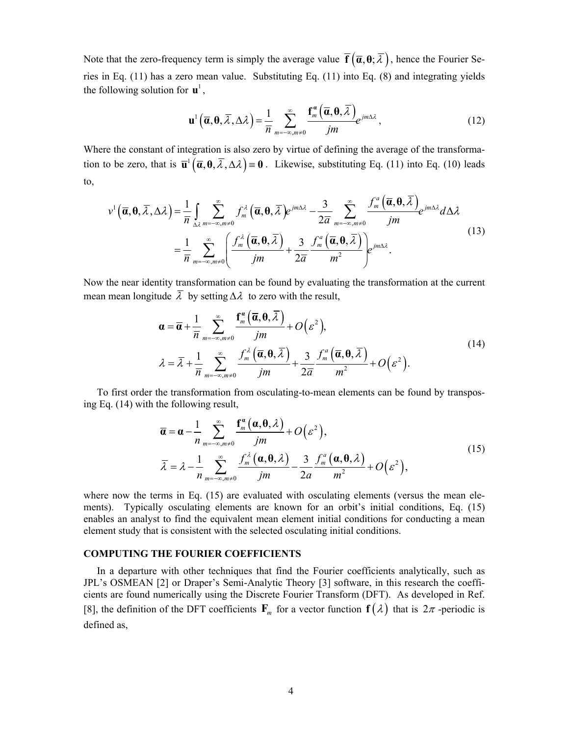Note that the zero-frequency term is simply the average value $\overline{\mathbf{f}}\left(\overline{\boldsymbol{\alpha}}, \boldsymbol{\theta}; \overline{\lambda}\right)$, hence the Fourier Series in Eq. (11) has a zero mean value. Substituting Eq. (11) into Eq. (8) and integrating yields the following solution for $\mathbf{u}^1$,

$$
\mathbf{u}^1\left(\overline{\boldsymbol{\alpha}}, \boldsymbol{\theta}, \overline{\lambda}, \Delta\lambda\right) = \frac{1}{\overline{n}} \sum_{m=-\infty, m\neq 0}^{\infty} \frac{\mathbf{f}_m^{\boldsymbol{\alpha}}\left(\overline{\boldsymbol{\alpha}}, \boldsymbol{\theta}, \overline{\lambda}\right)}{jm} e^{jm\Delta\lambda}, \tag{12}
$$

Where the constant of integration is also zero by virtue of defining the average of the transformation to be zero, that is $\overline{\mathbf{u}}^1\left(\overline{\boldsymbol{\alpha}}, \boldsymbol{\theta}, \overline{\lambda}, \Delta\lambda\right) \equiv \mathbf{0}$. Likewise, substituting Eq. (11) into Eq. (10) leads to,

$$
\begin{aligned}
v^1\left(\overline{\boldsymbol{\alpha}}, \boldsymbol{\theta}, \overline{\lambda}, \Delta\lambda\right) &= \frac{1}{\overline{n}} \int_{\Delta\lambda} \sum_{m=-\infty, m\neq 0}^{\infty} f_m^{\lambda}\left(\overline{\boldsymbol{\alpha}}, \boldsymbol{\theta}, \overline{\lambda}\right) e^{jm\Delta\lambda} - \frac{3}{2\overline{a}} \sum_{m=-\infty, m\neq 0}^{\infty} \frac{f_m^{a}\left(\overline{\boldsymbol{\alpha}}, \boldsymbol{\theta}, \overline{\lambda}\right)}{jm} e^{jm\Delta\lambda} d\Delta\lambda \\
&= \frac{1}{\overline{n}} \sum_{m=-\infty, m\neq 0}^{\infty} \left( \frac{f_m^{\lambda}\left(\overline{\boldsymbol{\alpha}}, \boldsymbol{\theta}, \overline{\lambda}\right)}{jm} + \frac{3}{2\overline{a}} \frac{f_m^{a}\left(\overline{\boldsymbol{\alpha}}, \boldsymbol{\theta}, \overline{\lambda}\right)}{m^2} \right) e^{jm\Delta\lambda}.
\end{aligned} \tag{13}
$$

Now the near identity transformation can be found by evaluating the transformation at the current mean mean longitude $\overline{\lambda}$ by setting $\Delta\lambda$ to zero with the result,

$$
\begin{aligned}
\boldsymbol{\alpha} &= \overline{\boldsymbol{\alpha}} + \frac{1}{\overline{n}} \sum_{m=-\infty, m\neq 0}^{\infty} \frac{\mathbf{f}_m^{\boldsymbol{\alpha}}\left(\overline{\boldsymbol{\alpha}}, \boldsymbol{\theta}, \overline{\lambda}\right)}{jm} + O\left(\varepsilon^2\right), \\
\lambda &= \overline{\lambda} + \frac{1}{\overline{n}} \sum_{m=-\infty, m\neq 0}^{\infty} \frac{f_m^{\lambda}\left(\overline{\boldsymbol{\alpha}}, \boldsymbol{\theta}, \overline{\lambda}\right)}{jm} + \frac{3}{2\overline{a}} \frac{f_m^{a}\left(\overline{\boldsymbol{\alpha}}, \boldsymbol{\theta}, \overline{\lambda}\right)}{m^2} + O\left(\varepsilon^2\right).
\end{aligned} \tag{14}
$$

To first order the transformation from osculating-to-mean elements can be found by transposing Eq. (14) with the following result,

$$
\begin{aligned}
\overline{\boldsymbol{\alpha}} &= \boldsymbol{\alpha} - \frac{1}{n} \sum_{m=-\infty, m\neq 0}^{\infty} \frac{\mathbf{f}_m^{\boldsymbol{\alpha}}\left(\boldsymbol{\alpha}, \boldsymbol{\theta}, \lambda\right)}{jm} + O\left(\varepsilon^2\right), \\
\overline{\lambda} &= \lambda - \frac{1}{n} \sum_{m=-\infty, m\neq 0}^{\infty} \frac{f_m^{\lambda}\left(\boldsymbol{\alpha}, \boldsymbol{\theta}, \lambda\right)}{jm} - \frac{3}{2a} \frac{f_m^{a}\left(\boldsymbol{\alpha}, \boldsymbol{\theta}, \lambda\right)}{m^2} + O\left(\varepsilon^2\right),
\end{aligned} \tag{15}
$$

where now the terms in Eq. (15) are evaluated with osculating elements (versus the mean elements). Typically osculating elements are known for an orbit's initial conditions, Eq. (15) enables an analyst to find the equivalent mean element initial conditions for conducting a mean element study that is consistent with the selected osculating initial conditions.

## COMPUTING THE FOURIER COEFFICIENTS

In a departure with other techniques that find the Fourier coefficients analytically, such as JPL's OSMEAN [2] or Draper's Semi-Analytic Theory [3] software, in this research the coefficients are found numerically using the Discrete Fourier Transform (DFT). As developed in Ref. [8], the definition of the DFT coefficients $\mathbf{F}_m$ for a vector function $\mathbf{f}\left(\lambda\right)$ that is $2\pi$ -periodic is defined as,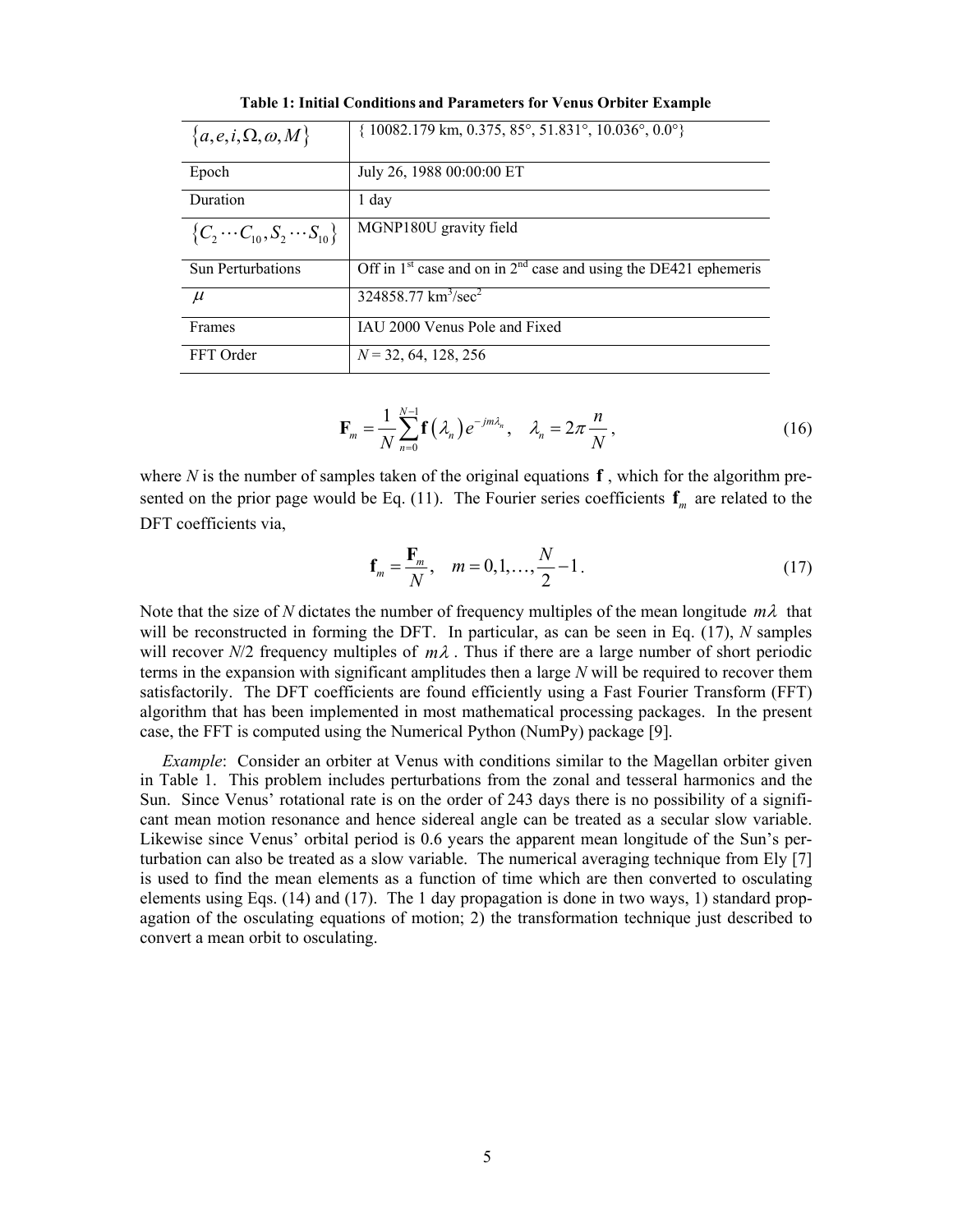**Table 1: Initial Conditions and Parameters for Venus Orbiter Example**

| | |
|---|---|
| $\{a, e, i, \Omega, \omega, M\}$ | { 10082.179 km, 0.375, 85°, 51.831°, 10.036°, 0.0°} |
| Epoch | July 26, 1988 00:00:00 ET |
| Duration | 1 day |
| $\{C_2 \cdots C_{10}, S_2 \cdots S_{10}\}$ | MGNP180U gravity field |
| Sun Perturbations | Off in 1st case and on in 2nd case and using the DE421 ephemeris |
| $\mu$ | 324858.77 km$^3$/sec$^2$ |
| Frames | IAU 2000 Venus Pole and Fixed |
| FFT Order | $N$ = 32, 64, 128, 256 |

$$\mathbf{F}_m = \frac{1}{N}\sum_{n=0}^{N-1} \mathbf{f}(\lambda_n) e^{-jm\lambda_n}, \quad \lambda_n = 2\pi \frac{n}{N}, \tag{16}$$

where $N$ is the number of samples taken of the original equations $\mathbf{f}$, which for the algorithm presented on the prior page would be Eq. (11). The Fourier series coefficients $\mathbf{f}_m$ are related to the DFT coefficients via,

$$\mathbf{f}_m = \frac{\mathbf{F}_m}{N}, \quad m = 0, 1, \ldots, \frac{N}{2} - 1. \tag{17}$$

Note that the size of $N$ dictates the number of frequency multiples of the mean longitude $m\lambda$ that will be reconstructed in forming the DFT. In particular, as can be seen in Eq. (17), $N$ samples will recover $N/2$ frequency multiples of $m\lambda$. Thus if there are a large number of short periodic terms in the expansion with significant amplitudes then a large $N$ will be required to recover them satisfactorily. The DFT coefficients are found efficiently using a Fast Fourier Transform (FFT) algorithm that has been implemented in most mathematical processing packages. In the present case, the FFT is computed using the Numerical Python (NumPy) package [9].

*Example*: Consider an orbiter at Venus with conditions similar to the Magellan orbiter given in Table 1. This problem includes perturbations from the zonal and tesseral harmonics and the Sun. Since Venus' rotational rate is on the order of 243 days there is no possibility of a significant mean motion resonance and hence sidereal angle can be treated as a secular slow variable. Likewise since Venus' orbital period is 0.6 years the apparent mean longitude of the Sun's perturbation can also be treated as a slow variable. The numerical averaging technique from Ely [7] is used to find the mean elements as a function of time which are then converted to osculating elements using Eqs. (14) and (17). The 1 day propagation is done in two ways, 1) standard propagation of the osculating equations of motion; 2) the transformation technique just described to convert a mean orbit to osculating.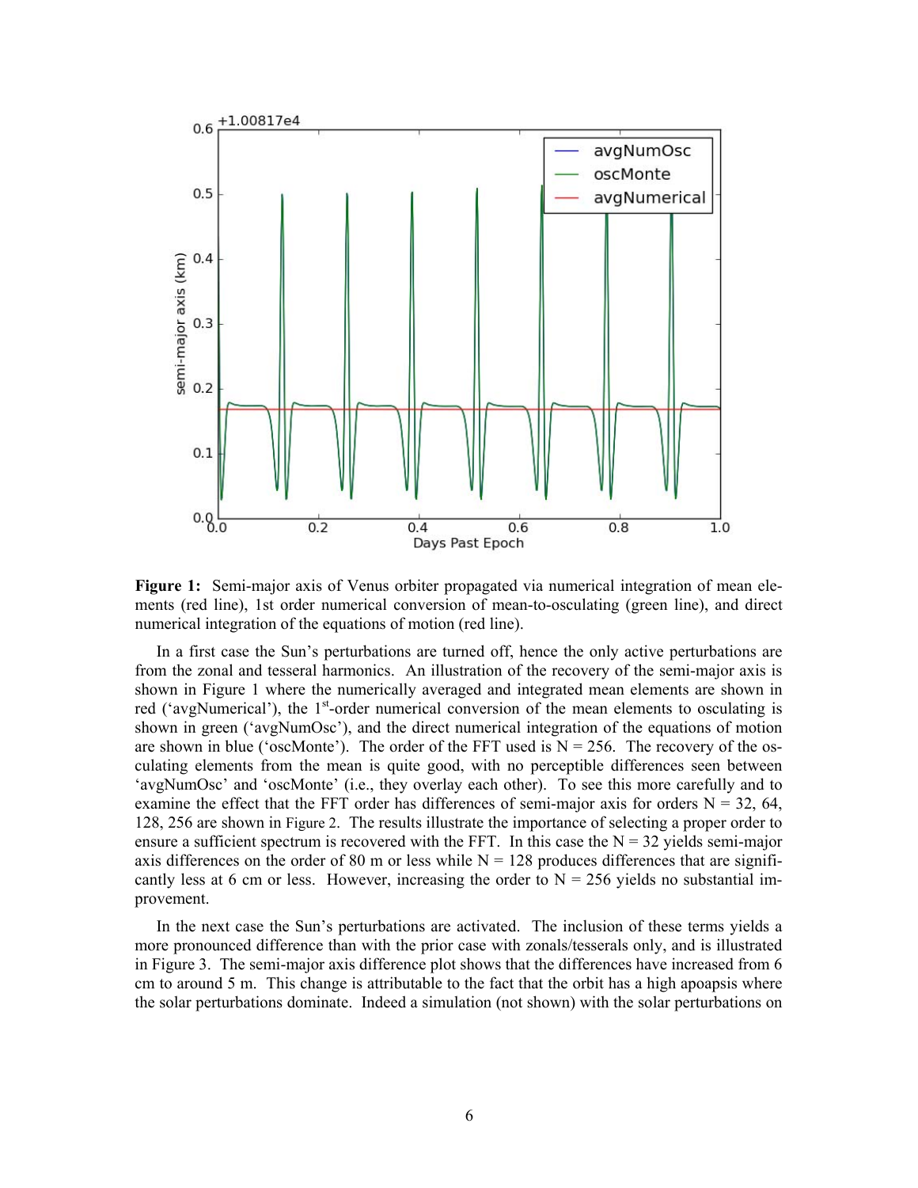**Figure 1:** Semi-major axis of Venus orbiter propagated via numerical integration of mean elements (red line), 1st order numerical conversion of mean-to-osculating (green line), and direct numerical integration of the equations of motion (red line).

In a first case the Sun's perturbations are turned off, hence the only active perturbations are from the zonal and tesseral harmonics. An illustration of the recovery of the semi-major axis is shown in Figure 1 where the numerically averaged and integrated mean elements are shown in red ('avgNumerical'), the 1[st]-order numerical conversion of the mean elements to osculating is shown in green ('avgNumOsc'), and the direct numerical integration of the equations of motion are shown in blue ('oscMonte'). The order of the FFT used is N = 256. The recovery of the osculating elements from the mean is quite good, with no perceptible differences seen between 'avgNumOsc' and 'oscMonte' (i.e., they overlay each other). To see this more carefully and to examine the effect that the FFT order has differences of semi-major axis for orders N = 32, 64, 128, 256 are shown in Figure 2. The results illustrate the importance of selecting a proper order to ensure a sufficient spectrum is recovered with the FFT. In this case the N = 32 yields semi-major axis differences on the order of 80 m or less while N = 128 produces differences that are significantly less at 6 cm or less. However, increasing the order to N = 256 yields no substantial improvement.

In the next case the Sun's perturbations are activated. The inclusion of these terms yields a more pronounced difference than with the prior case with zonals/tesserals only, and is illustrated in Figure 3. The semi-major axis difference plot shows that the differences have increased from 6 cm to around 5 m. This change is attributable to the fact that the orbit has a high apoapsis where the solar perturbations dominate. Indeed a simulation (not shown) with the solar perturbations on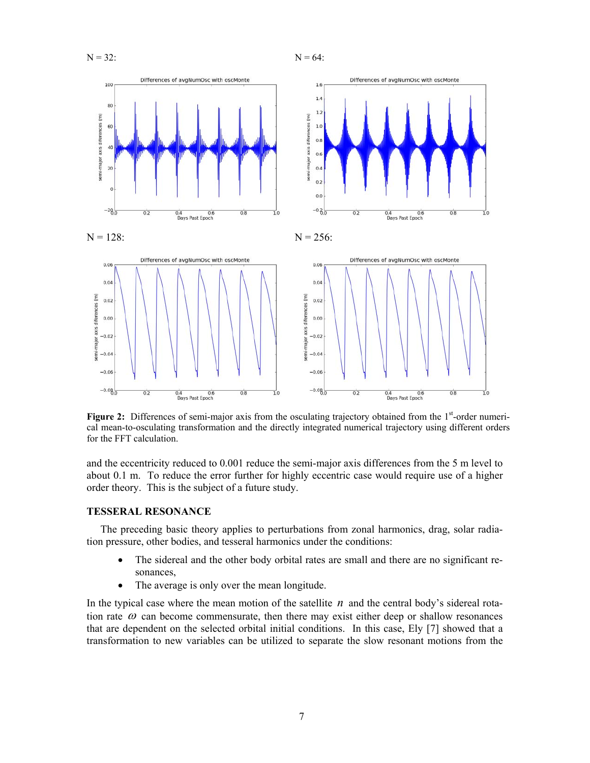N = 32:

N = 64:

N = 128:

N = 256:

**Figure 2:** Differences of semi-major axis from the osculating trajectory obtained from the 1st-order numerical mean-to-osculating transformation and the directly integrated numerical trajectory using different orders for the FFT calculation.

and the eccentricity reduced to 0.001 reduce the semi-major axis differences from the 5 m level to about 0.1 m. To reduce the error further for highly eccentric case would require use of a higher order theory. This is the subject of a future study.

### TESSERAL RESONANCE

The preceding basic theory applies to perturbations from zonal harmonics, drag, solar radiation pressure, other bodies, and tesseral harmonics under the conditions:

- The sidereal and the other body orbital rates are small and there are no significant resonances,
- The average is only over the mean longitude.

In the typical case where the mean motion of the satellite $n$ and the central body's sidereal rotation rate $\omega$ can become commensurate, then there may exist either deep or shallow resonances that are dependent on the selected orbital initial conditions. In this case, Ely [7] showed that a transformation to new variables can be utilized to separate the slow resonant motions from the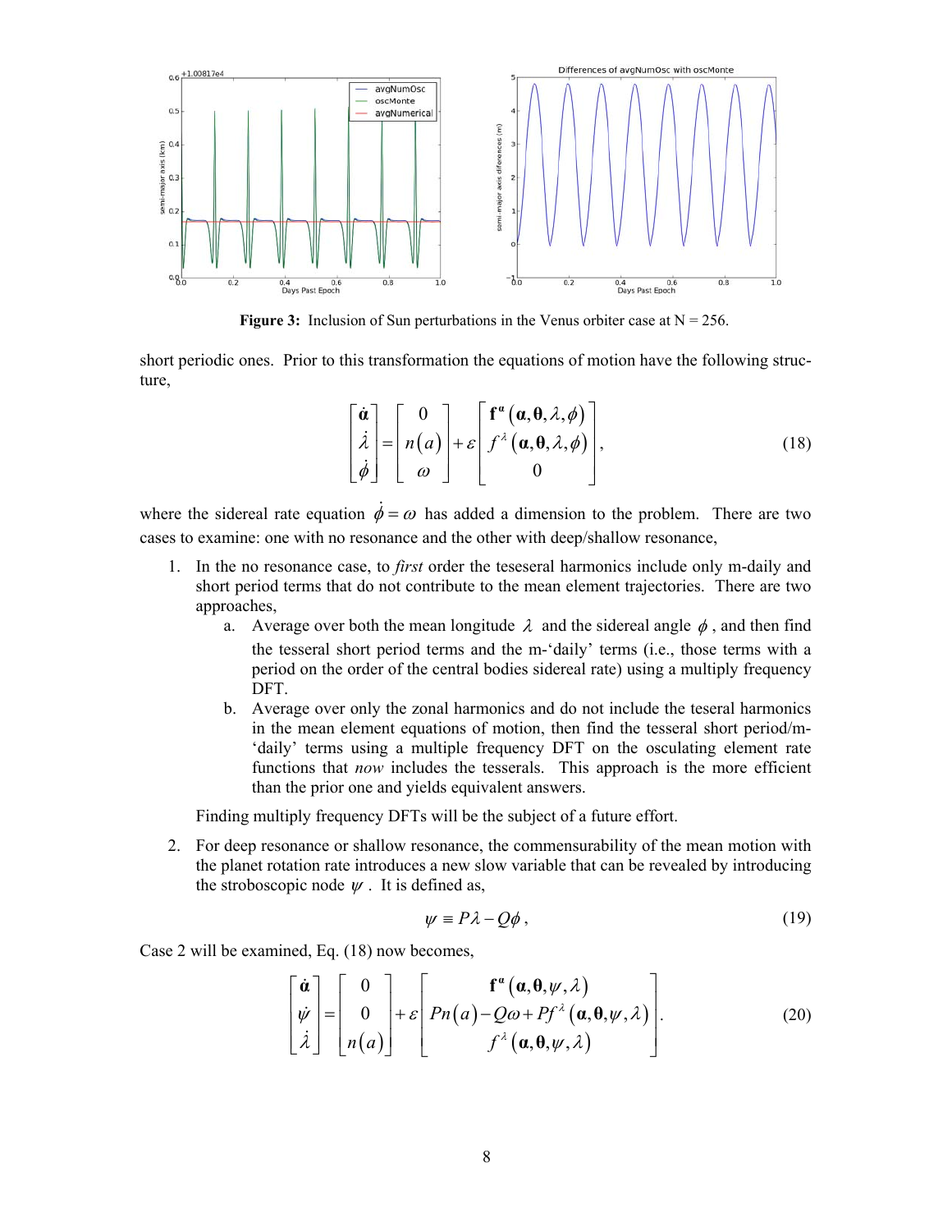**Figure 3:** Inclusion of Sun perturbations in the Venus orbiter case at N = 256.

short periodic ones. Prior to this transformation the equations of motion have the following structure,

$$
\begin{bmatrix} \dot{\boldsymbol{\alpha}} \\ \dot{\lambda} \\ \dot{\phi} \end{bmatrix} = \begin{bmatrix} 0 \\ n(a) \\ \omega \end{bmatrix} + \varepsilon \begin{bmatrix} \mathbf{f}^{\alpha}(\boldsymbol{\alpha}, \boldsymbol{\theta}, \lambda, \phi) \\ f^{\lambda}(\boldsymbol{\alpha}, \boldsymbol{\theta}, \lambda, \phi) \\ 0 \end{bmatrix}, \tag{18}
$$

where the sidereal rate equation $\dot{\phi} = \omega$ has added a dimension to the problem. There are two cases to examine: one with no resonance and the other with deep/shallow resonance,

1. In the no resonance case, to *first* order the teseseral harmonics include only m-daily and short period terms that do not contribute to the mean element trajectories. There are two approaches,
   a. Average over both the mean longitude $\lambda$ and the sidereal angle $\phi$, and then find the tesseral short period terms and the m-'daily' terms (i.e., those terms with a period on the order of the central bodies sidereal rate) using a multiply frequency DFT.
   b. Average over only the zonal harmonics and do not include the teseral harmonics in the mean element equations of motion, then find the tesseral short period/m-'daily' terms using a multiple frequency DFT on the osculating element rate functions that *now* includes the tesserals. This approach is the more efficient than the prior one and yields equivalent answers.

   Finding multiply frequency DFTs will be the subject of a future effort.

2. For deep resonance or shallow resonance, the commensurability of the mean motion with the planet rotation rate introduces a new slow variable that can be revealed by introducing the stroboscopic node $\psi$. It is defined as,

$$
\psi \equiv P\lambda - Q\phi, \tag{19}
$$

Case 2 will be examined, Eq. (18) now becomes,

$$
\begin{bmatrix} \dot{\boldsymbol{\alpha}} \\ \dot{\psi} \\ \dot{\lambda} \end{bmatrix} = \begin{bmatrix} 0 \\ 0 \\ n(a) \end{bmatrix} + \varepsilon \begin{bmatrix} \mathbf{f}^{\alpha}(\boldsymbol{\alpha}, \boldsymbol{\theta}, \psi, \lambda) \\ Pn(a) - Q\omega + Pf^{\lambda}(\boldsymbol{\alpha}, \boldsymbol{\theta}, \psi, \lambda) \\ f^{\lambda}(\boldsymbol{\alpha}, \boldsymbol{\theta}, \psi, \lambda) \end{bmatrix}. \tag{20}
$$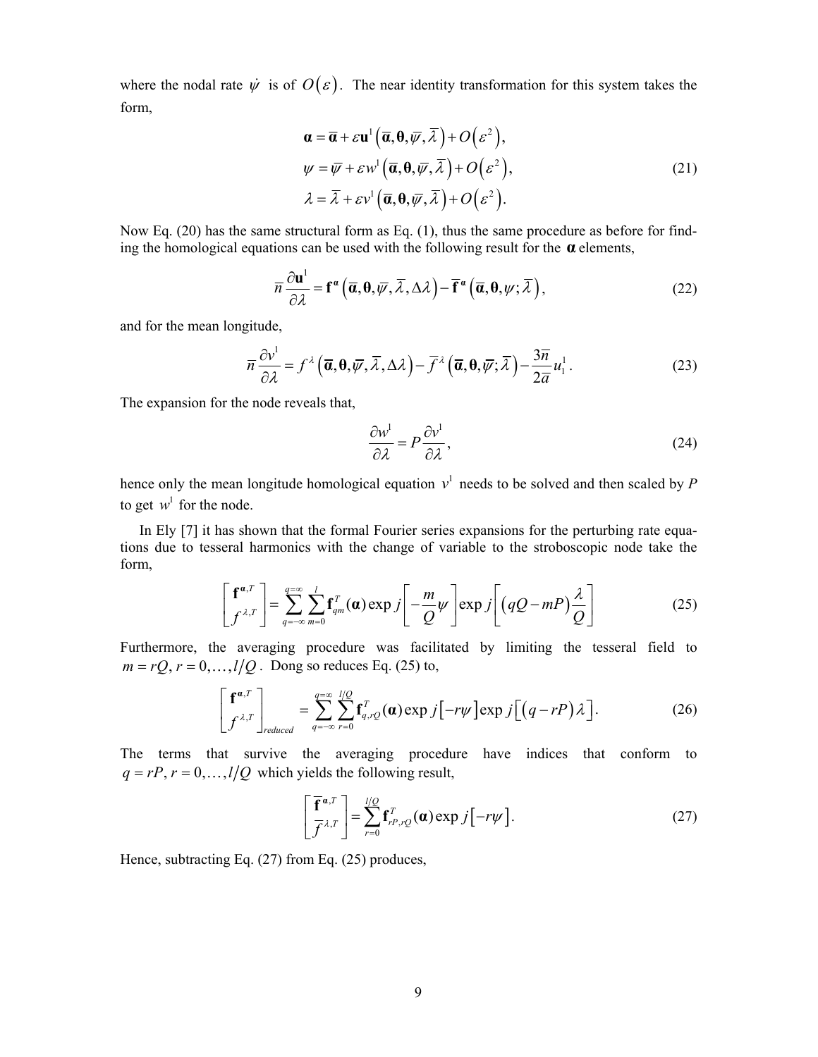where the nodal rate $\dot{\psi}$ is of $O(\varepsilon)$. The near identity transformation for this system takes the form,

$$
\begin{aligned}
\boldsymbol{\alpha} &= \overline{\boldsymbol{\alpha}} + \varepsilon \mathbf{u}^1\left(\overline{\boldsymbol{\alpha}}, \boldsymbol{\theta}, \overline{\psi}, \overline{\lambda}\right) + O\left(\varepsilon^2\right), \\
\psi &= \overline{\psi} + \varepsilon w^1\left(\overline{\boldsymbol{\alpha}}, \boldsymbol{\theta}, \overline{\psi}, \overline{\lambda}\right) + O\left(\varepsilon^2\right), \\
\lambda &= \overline{\lambda} + \varepsilon v^1\left(\overline{\boldsymbol{\alpha}}, \boldsymbol{\theta}, \overline{\psi}, \overline{\lambda}\right) + O\left(\varepsilon^2\right).
\end{aligned}
\tag{21}
$$

Now Eq. (20) has the same structural form as Eq. (1), thus the same procedure as before for finding the homological equations can be used with the following result for the $\boldsymbol{\alpha}$ elements,

$$
\overline{n}\frac{\partial \mathbf{u}^1}{\partial \overline{\lambda}} = \mathbf{f}^{\boldsymbol{\alpha}}\left(\overline{\boldsymbol{\alpha}}, \boldsymbol{\theta}, \overline{\psi}, \overline{\lambda}, \Delta\lambda\right) - \overline{\mathbf{f}}^{\boldsymbol{\alpha}}\left(\overline{\boldsymbol{\alpha}}, \boldsymbol{\theta}, \psi; \overline{\lambda}\right),
\tag{22}
$$

and for the mean longitude,

$$
\overline{n}\frac{\partial v^1}{\partial \overline{\lambda}} = f^{\lambda}\left(\overline{\boldsymbol{\alpha}}, \boldsymbol{\theta}, \overline{\psi}, \overline{\lambda}, \Delta\lambda\right) - \overline{f}^{\lambda}\left(\overline{\boldsymbol{\alpha}}, \boldsymbol{\theta}, \overline{\psi}; \overline{\lambda}\right) - \frac{3\overline{n}}{2\overline{a}}u_1^1 .
\tag{23}
$$

The expansion for the node reveals that,

$$
\frac{\partial w^1}{\partial \overline{\lambda}} = P\frac{\partial v^1}{\partial \overline{\lambda}},
\tag{24}
$$

hence only the mean longitude homological equation $v^1$ needs to be solved and then scaled by $P$ to get $w^1$ for the node.

In Ely [7] it has shown that the formal Fourier series expansions for the perturbing rate equations due to tesseral harmonics with the change of variable to the stroboscopic node take the form,

$$
\begin{bmatrix} \mathbf{f}^{\boldsymbol{\alpha},T} \\ f^{\lambda,T} \end{bmatrix} = \sum_{q=-\infty}^{q=\infty}\sum_{m=0}^{l}\mathbf{f}_{qm}^{T}(\boldsymbol{\alpha})\exp j\left[-\frac{m}{Q}\psi\right]\exp j\left[\left(qQ - mP\right)\frac{\lambda}{Q}\right]
\tag{25}
$$

Furthermore, the averaging procedure was facilitated by limiting the tesseral field to $m = rQ,\ r = 0,\ldots,l/Q$. Dong so reduces Eq. (25) to,

$$
\begin{bmatrix} \mathbf{f}^{\boldsymbol{\alpha},T} \\ f^{\lambda,T} \end{bmatrix}_{reduced} = \sum_{q=-\infty}^{q=\infty}\sum_{r=0}^{l/Q}\mathbf{f}_{q,rQ}^{T}(\boldsymbol{\alpha})\exp j\left[-r\psi\right]\exp j\left[\left(q - rP\right)\lambda\right].
\tag{26}
$$

The terms that survive the averaging procedure have indices that conform to $q = rP,\ r = 0,\ldots,l/Q$ which yields the following result,

$$
\begin{bmatrix} \overline{\mathbf{f}}^{\boldsymbol{\alpha},T} \\ \overline{f}^{\lambda,T} \end{bmatrix} = \sum_{r=0}^{l/Q}\mathbf{f}_{rP,rQ}^{T}(\boldsymbol{\alpha})\exp j\left[-r\psi\right].
\tag{27}
$$

Hence, subtracting Eq. (27) from Eq. (25) produces,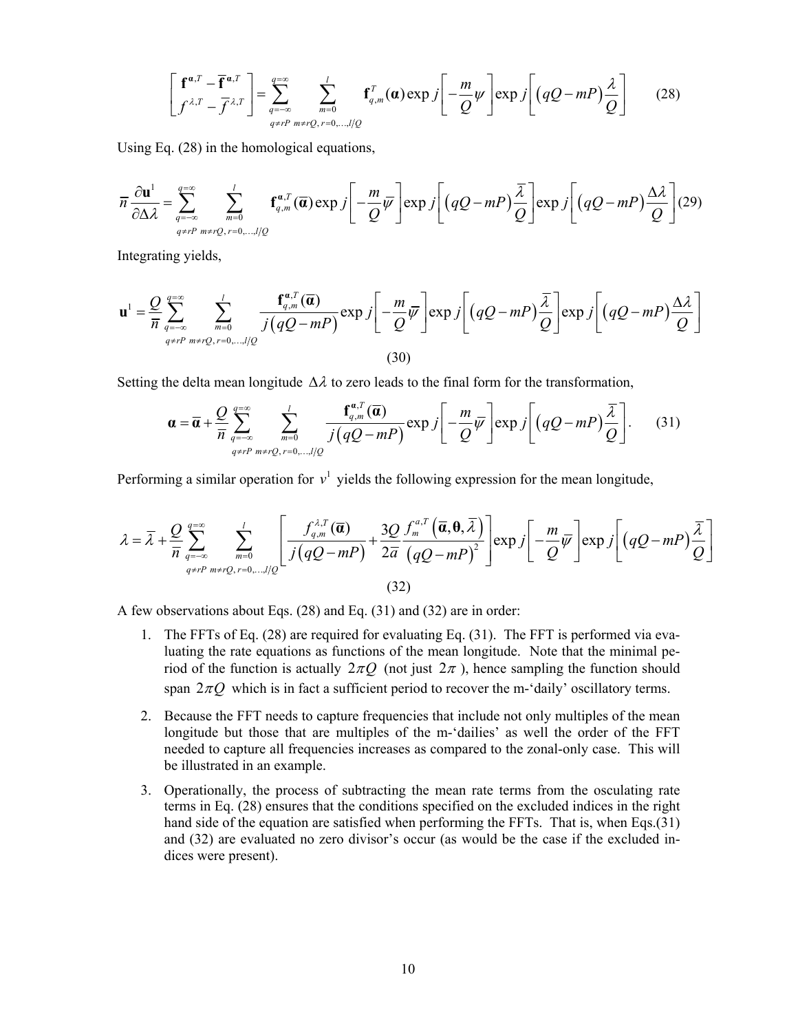$$
\begin{bmatrix} \mathbf{f}^{\boldsymbol{\alpha},T} - \overline{\mathbf{f}}^{\boldsymbol{\alpha},T} \\ f^{\lambda,T} - \overline{f}^{\lambda,T} \end{bmatrix} = \sum_{\substack{q=-\infty \\ q \neq rP}}^{q=\infty} \sum_{\substack{m=0 \\ m \neq rQ,\, r=0,\ldots,l/Q}}^{l} \mathbf{f}_{q,m}^{T}(\boldsymbol{\alpha}) \exp j\left[-\frac{m}{Q}\psi\right] \exp j\left[\left(qQ - mP\right)\frac{\lambda}{Q}\right] \tag{28}
$$

Using Eq. (28) in the homological equations,

$$
\overline{n}\frac{\partial \mathbf{u}^{1}}{\partial \Delta\lambda} = \sum_{\substack{q=-\infty \\ q \neq rP}}^{q=\infty} \sum_{\substack{m=0 \\ m \neq rQ,\, r=0,\ldots,l/Q}}^{l} \mathbf{f}_{q,m}^{\boldsymbol{\alpha},T}(\overline{\boldsymbol{\alpha}}) \exp j\left[-\frac{m}{Q}\overline{\psi}\right] \exp j\left[\left(qQ - mP\right)\frac{\overline{\lambda}}{Q}\right] \exp j\left[\left(qQ - mP\right)\frac{\Delta\lambda}{Q}\right] \tag{29}
$$

Integrating yields,

$$
\mathbf{u}^{1} = \frac{Q}{\overline{n}} \sum_{\substack{q=-\infty \\ q \neq rP}}^{q=\infty} \sum_{\substack{m=0 \\ m \neq rQ,\, r=0,\ldots,l/Q}}^{l} \frac{\mathbf{f}_{q,m}^{\boldsymbol{\alpha},T}(\overline{\boldsymbol{\alpha}})}{j\left(qQ - mP\right)} \exp j\left[-\frac{m}{Q}\overline{\psi}\right] \exp j\left[\left(qQ - mP\right)\frac{\overline{\lambda}}{Q}\right] \exp j\left[\left(qQ - mP\right)\frac{\Delta\lambda}{Q}\right] \tag{30}
$$

Setting the delta mean longitude $\Delta\lambda$ to zero leads to the final form for the transformation,

$$
\boldsymbol{\alpha} = \overline{\boldsymbol{\alpha}} + \frac{Q}{\overline{n}} \sum_{\substack{q=-\infty \\ q \neq rP}}^{q=\infty} \sum_{\substack{m=0 \\ m \neq rQ,\, r=0,\ldots,l/Q}}^{l} \frac{\mathbf{f}_{q,m}^{\boldsymbol{\alpha},T}(\overline{\boldsymbol{\alpha}})}{j\left(qQ - mP\right)} \exp j\left[-\frac{m}{Q}\overline{\psi}\right] \exp j\left[\left(qQ - mP\right)\frac{\overline{\lambda}}{Q}\right]. \tag{31}
$$

Performing a similar operation for $v^{1}$ yields the following expression for the mean longitude,

$$
\lambda = \overline{\lambda} + \frac{Q}{\overline{n}} \sum_{\substack{q=-\infty \\ q \neq rP}}^{q=\infty} \sum_{\substack{m=0 \\ m \neq rQ,\, r=0,\ldots,l/Q}}^{l} \left[\frac{f_{q,m}^{\lambda,T}(\overline{\boldsymbol{\alpha}})}{j\left(qQ - mP\right)} + \frac{3Q}{2\overline{a}}\frac{f_{m}^{a,T}\left(\overline{\boldsymbol{\alpha}}, \boldsymbol{\theta}, \overline{\lambda}\right)}{\left(qQ - mP\right)^{2}}\right] \exp j\left[-\frac{m}{Q}\overline{\psi}\right] \exp j\left[\left(qQ - mP\right)\frac{\overline{\lambda}}{Q}\right] \tag{32}
$$

A few observations about Eqs. (28) and Eq. (31) and (32) are in order:

1. The FFTs of Eq. (28) are required for evaluating Eq. (31). The FFT is performed via evaluating the rate equations as functions of the mean longitude. Note that the minimal period of the function is actually $2\pi Q$ (not just $2\pi$), hence sampling the function should span $2\pi Q$ which is in fact a sufficient period to recover the m-'daily' oscillatory terms.
2. Because the FFT needs to capture frequencies that include not only multiples of the mean longitude but those that are multiples of the m-'dailies' as well the order of the FFT needed to capture all frequencies increases as compared to the zonal-only case. This will be illustrated in an example.
3. Operationally, the process of subtracting the mean rate terms from the osculating rate terms in Eq. (28) ensures that the conditions specified on the excluded indices in the right hand side of the equation are satisfied when performing the FFTs. That is, when Eqs.(31) and (32) are evaluated no zero divisor's occur (as would be the case if the excluded indices were present).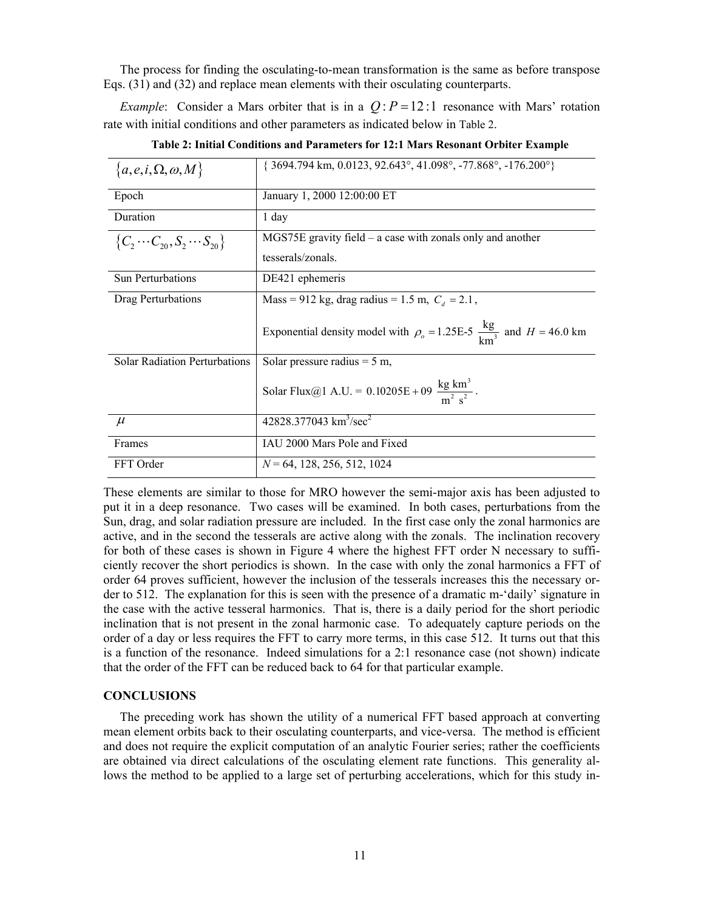The process for finding the osculating-to-mean transformation is the same as before transpose Eqs. (31) and (32) and replace mean elements with their osculating counterparts.

*Example*: Consider a Mars orbiter that is in a $Q:P = 12:1$ resonance with Mars' rotation rate with initial conditions and other parameters as indicated below in Table 2.

**Table 2: Initial Conditions and Parameters for 12:1 Mars Resonant Orbiter Example**

| $\{a, e, i, \Omega, \omega, M\}$ | { 3694.794 km, 0.0123, 92.643°, 41.098°, -77.868°, -176.200°} |
|---|---|
| Epoch | January 1, 2000 12:00:00 ET |
| Duration | 1 day |
| $\{C_2 \cdots C_{20}, S_2 \cdots S_{20}\}$ | MGS75E gravity field – a case with zonals only and another tesserals/zonals. |
| Sun Perturbations | DE421 ephemeris |
| Drag Perturbations | Mass = 912 kg, drag radius = 1.5 m, $C_d = 2.1$, Exponential density model with $\rho_o = 1.25\text{E-}5 \ \frac{\text{kg}}{\text{km}^3}$ and $H = 46.0$ km |
| Solar Radiation Perturbations | Solar pressure radius = 5 m, Solar Flux@1 A.U. = $0.10205\text{E}+09 \ \frac{\text{kg km}^3}{\text{m}^2 \ \text{s}^2}$. |
| $\mu$ | 42828.377043 km$^3$/sec$^2$ |
| Frames | IAU 2000 Mars Pole and Fixed |
| FFT Order | $N$ = 64, 128, 256, 512, 1024 |

These elements are similar to those for MRO however the semi-major axis has been adjusted to put it in a deep resonance. Two cases will be examined. In both cases, perturbations from the Sun, drag, and solar radiation pressure are included. In the first case only the zonal harmonics are active, and in the second the tesserals are active along with the zonals. The inclination recovery for both of these cases is shown in Figure 4 where the highest FFT order N necessary to sufficiently recover the short periodics is shown. In the case with only the zonal harmonics a FFT of order 64 proves sufficient, however the inclusion of the tesserals increases this the necessary order to 512. The explanation for this is seen with the presence of a dramatic m-'daily' signature in the case with the active tesseral harmonics. That is, there is a daily period for the short periodic inclination that is not present in the zonal harmonic case. To adequately capture periods on the order of a day or less requires the FFT to carry more terms, in this case 512. It turns out that this is a function of the resonance. Indeed simulations for a 2:1 resonance case (not shown) indicate that the order of the FFT can be reduced back to 64 for that particular example.

## CONCLUSIONS

The preceding work has shown the utility of a numerical FFT based approach at converting mean element orbits back to their osculating counterparts, and vice-versa. The method is efficient and does not require the explicit computation of an analytic Fourier series; rather the coefficients are obtained via direct calculations of the osculating element rate functions. This generality allows the method to be applied to a large set of perturbing accelerations, which for this study in-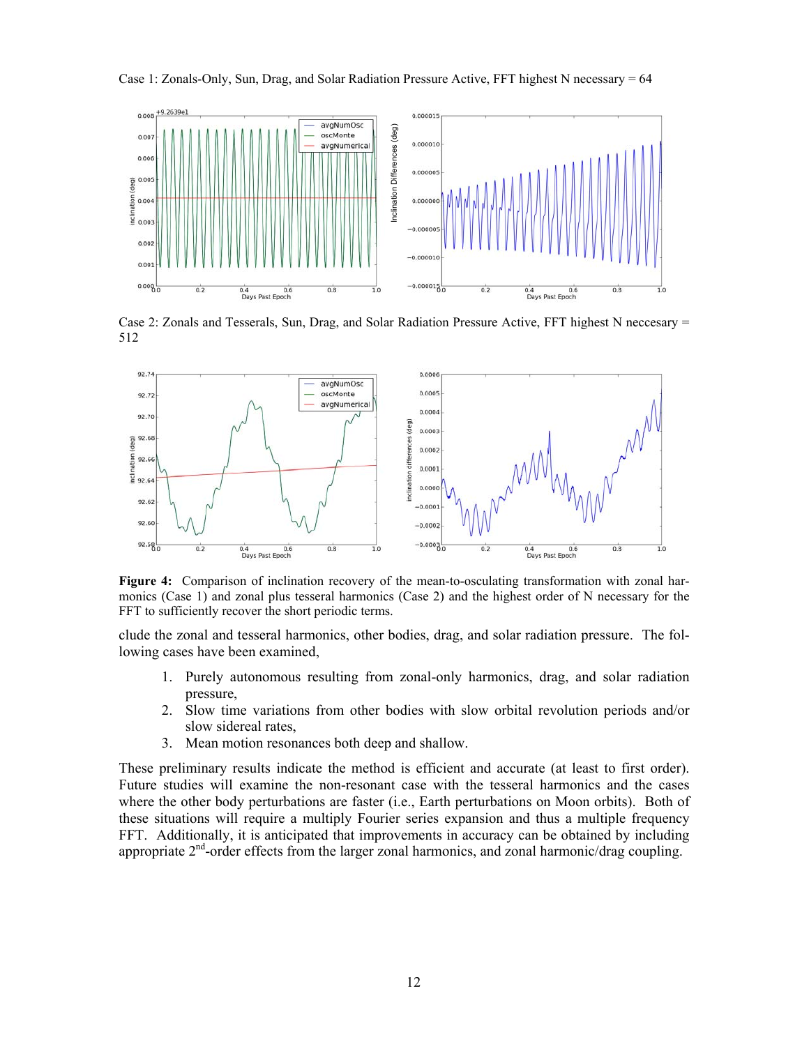Case 1: Zonals-Only, Sun, Drag, and Solar Radiation Pressure Active, FFT highest N necessary = 64

Case 2: Zonals and Tesserals, Sun, Drag, and Solar Radiation Pressure Active, FFT highest N neccesary = 512

**Figure 4:** Comparison of inclination recovery of the mean-to-osculating transformation with zonal harmonics (Case 1) and zonal plus tesseral harmonics (Case 2) and the highest order of N necessary for the FFT to sufficiently recover the short periodic terms.

clude the zonal and tesseral harmonics, other bodies, drag, and solar radiation pressure. The following cases have been examined,

1. Purely autonomous resulting from zonal-only harmonics, drag, and solar radiation pressure,
2. Slow time variations from other bodies with slow orbital revolution periods and/or slow sidereal rates,
3. Mean motion resonances both deep and shallow.

These preliminary results indicate the method is efficient and accurate (at least to first order). Future studies will examine the non-resonant case with the tesseral harmonics and the cases where the other body perturbations are faster (i.e., Earth perturbations on Moon orbits). Both of these situations will require a multiply Fourier series expansion and thus a multiple frequency FFT. Additionally, it is anticipated that improvements in accuracy can be obtained by including appropriate 2$^{nd}$-order effects from the larger zonal harmonics, and zonal harmonic/drag coupling.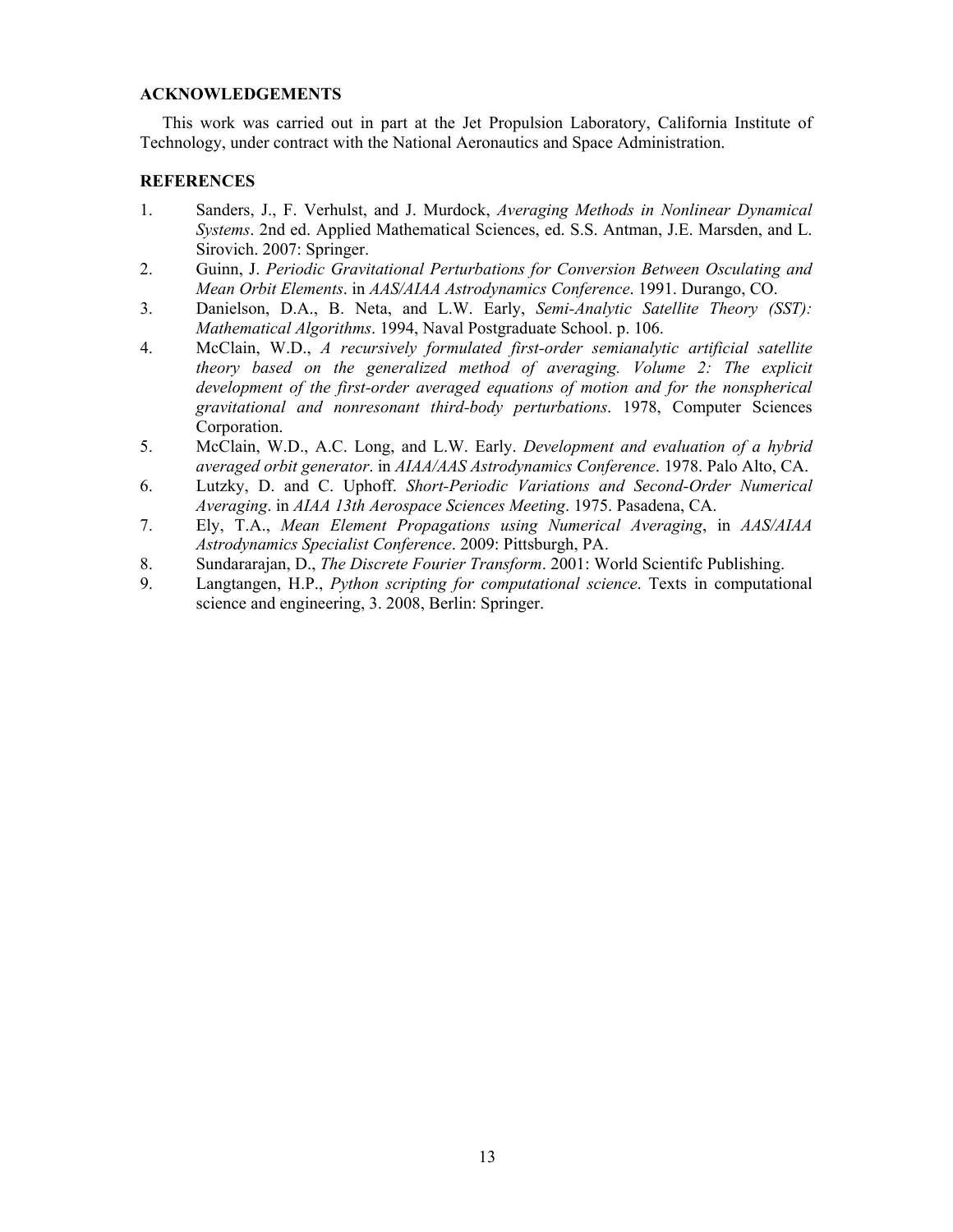## ACKNOWLEDGEMENTS

This work was carried out in part at the Jet Propulsion Laboratory, California Institute of Technology, under contract with the National Aeronautics and Space Administration.

## REFERENCES

1. Sanders, J., F. Verhulst, and J. Murdock, *Averaging Methods in Nonlinear Dynamical Systems*. 2nd ed. Applied Mathematical Sciences, ed. S.S. Antman, J.E. Marsden, and L. Sirovich. 2007: Springer.
2. Guinn, J. *Periodic Gravitational Perturbations for Conversion Between Osculating and Mean Orbit Elements*. in *AAS/AIAA Astrodynamics Conference*. 1991. Durango, CO.
3. Danielson, D.A., B. Neta, and L.W. Early, *Semi-Analytic Satellite Theory (SST): Mathematical Algorithms*. 1994, Naval Postgraduate School. p. 106.
4. McClain, W.D., *A recursively formulated first-order semianalytic artificial satellite theory based on the generalized method of averaging. Volume 2: The explicit development of the first-order averaged equations of motion and for the nonspherical gravitational and nonresonant third-body perturbations*. 1978, Computer Sciences Corporation.
5. McClain, W.D., A.C. Long, and L.W. Early. *Development and evaluation of a hybrid averaged orbit generator*. in *AIAA/AAS Astrodynamics Conference*. 1978. Palo Alto, CA.
6. Lutzky, D. and C. Uphoff. *Short-Periodic Variations and Second-Order Numerical Averaging*. in *AIAA 13th Aerospace Sciences Meeting*. 1975. Pasadena, CA.
7. Ely, T.A., *Mean Element Propagations using Numerical Averaging*, in *AAS/AIAA Astrodynamics Specialist Conference*. 2009: Pittsburgh, PA.
8. Sundararajan, D., *The Discrete Fourier Transform*. 2001: World Scientifc Publishing.
9. Langtangen, H.P., *Python scripting for computational science*. Texts in computational science and engineering, 3. 2008, Berlin: Springer.